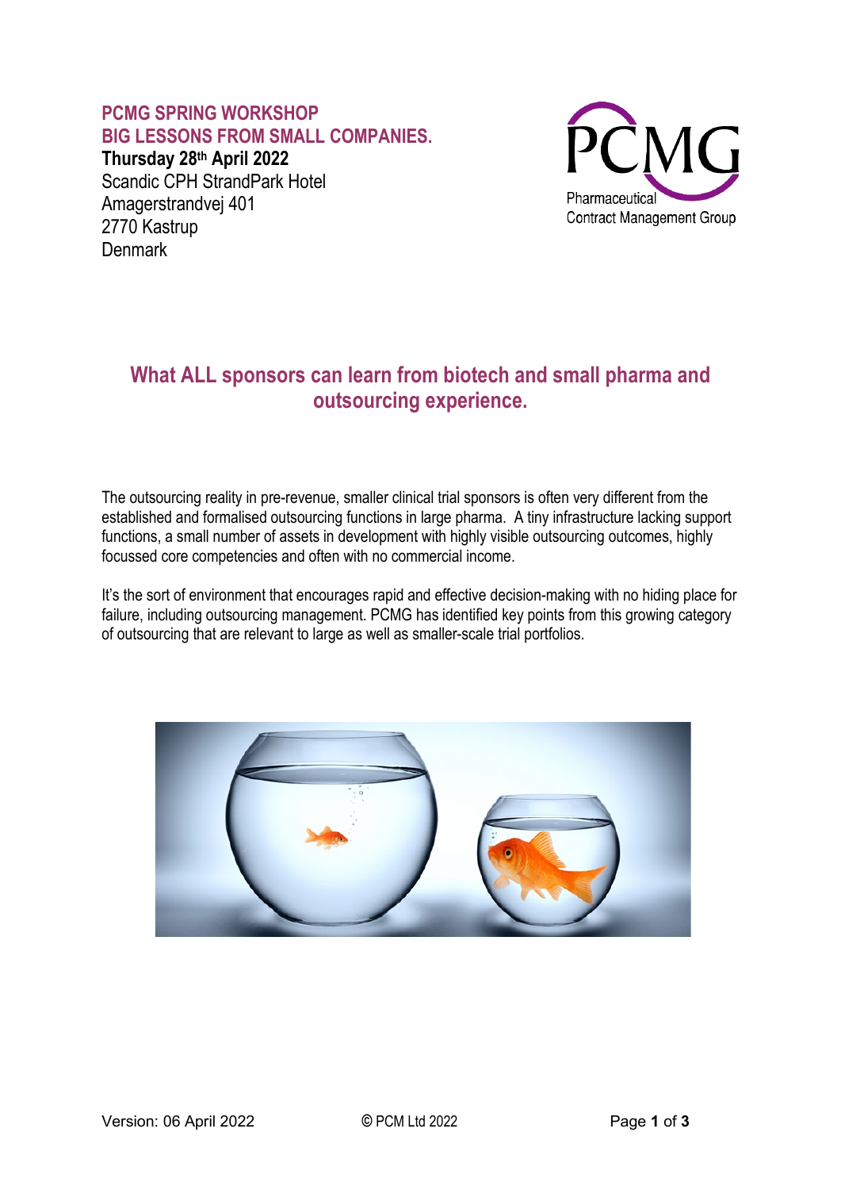# PCMG SPRING WORKSHOP
# BIG LESSONS FROM SMALL COMPANIES.

**Thursday 28th April 2022**
Scandic CPH StrandPark Hotel
Amagerstrandvej 401
2770 Kastrup
Denmark

PCMG
Pharmaceutical
Contract Management Group

## What ALL sponsors can learn from biotech and small pharma and outsourcing experience.

The outsourcing reality in pre-revenue, smaller clinical trial sponsors is often very different from the established and formalised outsourcing functions in large pharma. A tiny infrastructure lacking support functions, a small number of assets in development with highly visible outsourcing outcomes, highly focussed core competencies and often with no commercial income.

It's the sort of environment that encourages rapid and effective decision-making with no hiding place for failure, including outsourcing management. PCMG has identified key points from this growing category of outsourcing that are relevant to large as well as smaller-scale trial portfolios.

Version: 06 April 2022 © PCM Ltd 2022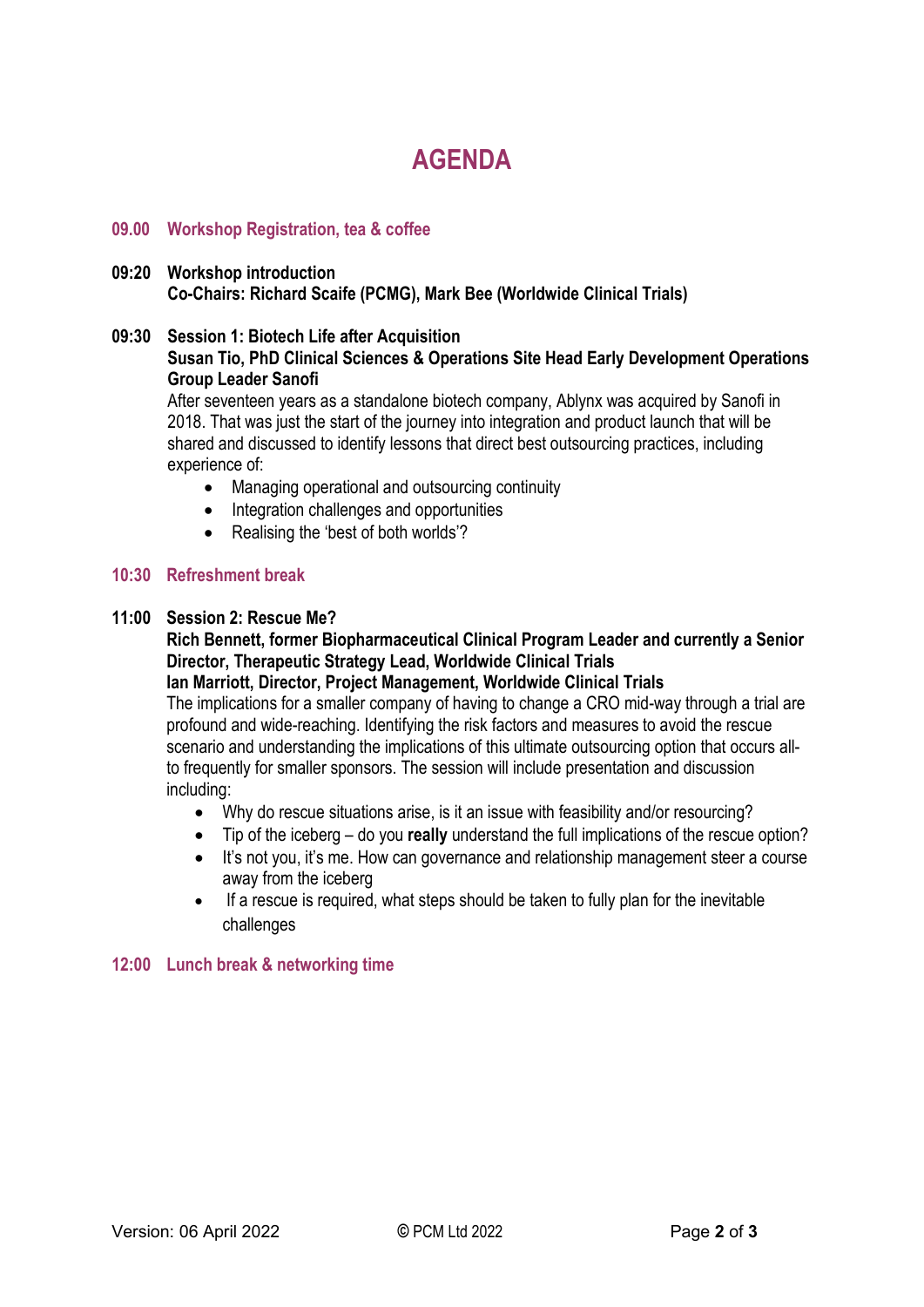# AGENDA

**09.00 Workshop Registration, tea & coffee**

**09:20 Workshop introduction**
**Co-Chairs: Richard Scaife (PCMG), Mark Bee (Worldwide Clinical Trials)**

**09:30 Session 1: Biotech Life after Acquisition**
**Susan Tio, PhD Clinical Sciences & Operations Site Head Early Development Operations Group Leader Sanofi**

After seventeen years as a standalone biotech company, Ablynx was acquired by Sanofi in 2018. That was just the start of the journey into integration and product launch that will be shared and discussed to identify lessons that direct best outsourcing practices, including experience of:

- Managing operational and outsourcing continuity
- Integration challenges and opportunities
- Realising the 'best of both worlds'?

**10:30 Refreshment break**

**11:00 Session 2: Rescue Me?**
**Rich Bennett, former Biopharmaceutical Clinical Program Leader and currently a Senior Director, Therapeutic Strategy Lead, Worldwide Clinical Trials**
**Ian Marriott, Director, Project Management, Worldwide Clinical Trials**

The implications for a smaller company of having to change a CRO mid-way through a trial are profound and wide-reaching. Identifying the risk factors and measures to avoid the rescue scenario and understanding the implications of this ultimate outsourcing option that occurs all-to frequently for smaller sponsors. The session will include presentation and discussion including:

- Why do rescue situations arise, is it an issue with feasibility and/or resourcing?
- Tip of the iceberg – do you **really** understand the full implications of the rescue option?
- It's not you, it's me. How can governance and relationship management steer a course away from the iceberg
- If a rescue is required, what steps should be taken to fully plan for the inevitable challenges

**12:00 Lunch break & networking time**

Version: 06 April 2022 © PCM Ltd 2022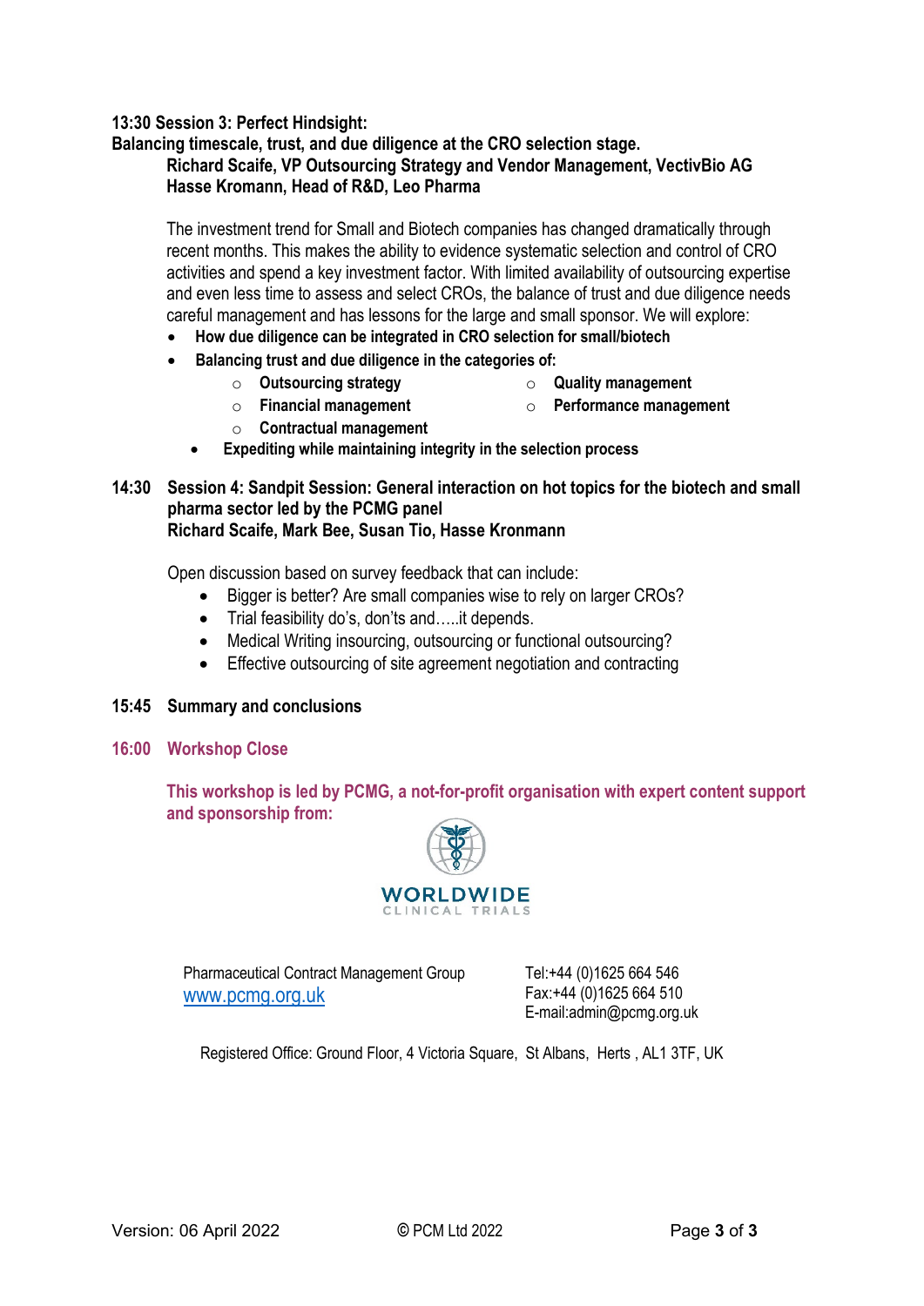**13:30 Session 3: Perfect Hindsight:**
**Balancing timescale, trust, and due diligence at the CRO selection stage.**
**Richard Scaife, VP Outsourcing Strategy and Vendor Management, VectivBio AG**
**Hasse Kromann, Head of R&D, Leo Pharma**

The investment trend for Small and Biotech companies has changed dramatically through recent months. This makes the ability to evidence systematic selection and control of CRO activities and spend a key investment factor. With limited availability of outsourcing expertise and even less time to assess and select CROs, the balance of trust and due diligence needs careful management and has lessons for the large and small sponsor. We will explore:

- **How due diligence can be integrated in CRO selection for small/biotech**
- **Balancing trust and due diligence in the categories of:**
  - **Outsourcing strategy**
  - **Financial management**
  - **Contractual management**
  - **Quality management**
  - **Performance management**
- **Expediting while maintaining integrity in the selection process**

**14:30 Session 4: Sandpit Session: General interaction on hot topics for the biotech and small pharma sector led by the PCMG panel**
**Richard Scaife, Mark Bee, Susan Tio, Hasse Kronmann**

Open discussion based on survey feedback that can include:

- Bigger is better? Are small companies wise to rely on larger CROs?
- Trial feasibility do's, don'ts and…..it depends.
- Medical Writing insourcing, outsourcing or functional outsourcing?
- Effective outsourcing of site agreement negotiation and contracting

**15:45 Summary and conclusions**

**16:00 Workshop Close**

**This workshop is led by PCMG, a not-for-profit organisation with expert content support and sponsorship from:**

WORLDWIDE
CLINICAL TRIALS

Pharmaceutical Contract Management Group
www.pcmg.org.uk

Tel:+44 (0)1625 664 546
Fax:+44 (0)1625 664 510
E-mail:admin@pcmg.org.uk

Registered Office: Ground Floor, 4 Victoria Square, St Albans, Herts , AL1 3TF, UK

Version: 06 April 2022 © PCM Ltd 2022